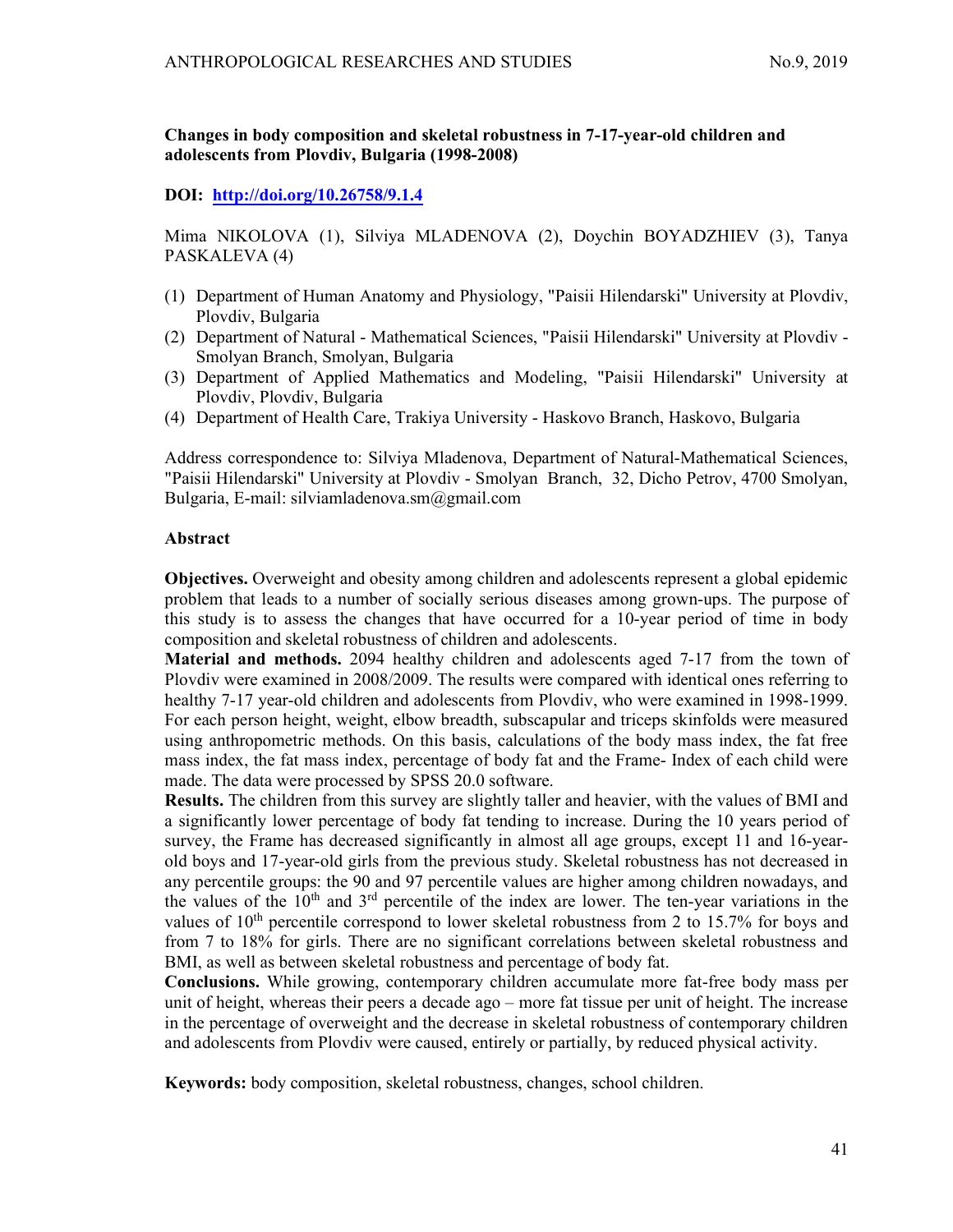# Changes in body composition and skeletal robustness in 7-17-year-old children and adolescents from Plovdiv, Bulgaria (1998-2008)

**DOI: http://doi.org/10.26758/9.1.4**

Mima NIKOLOVA (1), Silviya MLADENOVA (2), Doychin BOYADZHIEV (3), Tanya PASKALEVA (4)

(1) Department of Human Anatomy and Physiology, "Paisii Hilendarski" University at Plovdiv, Plovdiv, Bulgaria
(2) Department of Natural - Mathematical Sciences, "Paisii Hilendarski" University at Plovdiv - Smolyan Branch, Smolyan, Bulgaria
(3) Department of Applied Mathematics and Modeling, "Paisii Hilendarski" University at Plovdiv, Plovdiv, Bulgaria
(4) Department of Health Care, Trakiya University - Haskovo Branch, Haskovo, Bulgaria

Address correspondence to: Silviya Mladenova, Department of Natural-Mathematical Sciences, "Paisii Hilendarski" University at Plovdiv - Smolyan Branch, 32, Dicho Petrov, 4700 Smolyan, Bulgaria, E-mail: silviamladenova.sm@gmail.com

## Abstract

**Objectives.** Overweight and obesity among children and adolescents represent a global epidemic problem that leads to a number of socially serious diseases among grown-ups. The purpose of this study is to assess the changes that have occurred for a 10-year period of time in body composition and skeletal robustness of children and adolescents.

**Material and methods.** 2094 healthy children and adolescents aged 7-17 from the town of Plovdiv were examined in 2008/2009. The results were compared with identical ones referring to healthy 7-17 year-old children and adolescents from Plovdiv, who were examined in 1998-1999. For each person height, weight, elbow breadth, subscapular and triceps skinfolds were measured using anthropometric methods. On this basis, calculations of the body mass index, the fat free mass index, the fat mass index, percentage of body fat and the Frame- Index of each child were made. The data were processed by SPSS 20.0 software.

**Results.** The children from this survey are slightly taller and heavier, with the values of BMI and a significantly lower percentage of body fat tending to increase. During the 10 years period of survey, the Frame has decreased significantly in almost all age groups, except 11 and 16-year-old boys and 17-year-old girls from the previous study. Skeletal robustness has not decreased in any percentile groups: the 90 and 97 percentile values are higher among children nowadays, and the values of the $10^{th}$ and $3^{rd}$ percentile of the index are lower. The ten-year variations in the values of $10^{th}$ percentile correspond to lower skeletal robustness from 2 to 15.7% for boys and from 7 to 18% for girls. There are no significant correlations between skeletal robustness and BMI, as well as between skeletal robustness and percentage of body fat.

**Conclusions.** While growing, contemporary children accumulate more fat-free body mass per unit of height, whereas their peers a decade ago – more fat tissue per unit of height. The increase in the percentage of overweight and the decrease in skeletal robustness of contemporary children and adolescents from Plovdiv were caused, entirely or partially, by reduced physical activity.

**Keywords:** body composition, skeletal robustness, changes, school children.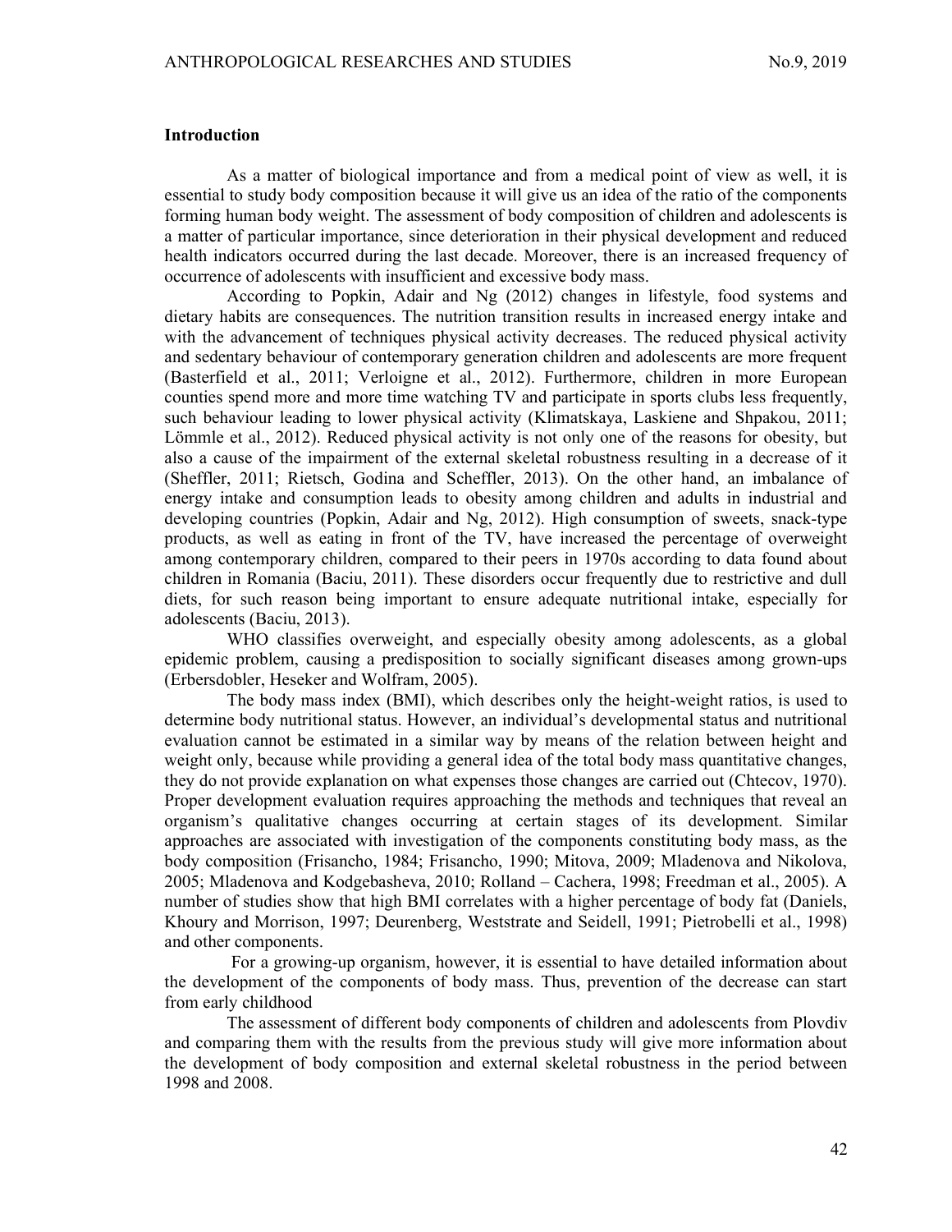## Introduction

As a matter of biological importance and from a medical point of view as well, it is essential to study body composition because it will give us an idea of the ratio of the components forming human body weight. The assessment of body composition of children and adolescents is a matter of particular importance, since deterioration in their physical development and reduced health indicators occurred during the last decade. Moreover, there is an increased frequency of occurrence of adolescents with insufficient and excessive body mass.

According to Popkin, Adair and Ng (2012) changes in lifestyle, food systems and dietary habits are consequences. The nutrition transition results in increased energy intake and with the advancement of techniques physical activity decreases. The reduced physical activity and sedentary behaviour of contemporary generation children and adolescents are more frequent (Basterfield et al., 2011; Verloigne et al., 2012). Furthermore, children in more European counties spend more and more time watching TV and participate in sports clubs less frequently, such behaviour leading to lower physical activity (Klimatskaya, Laskiene and Shpakou, 2011; Lömmle et al., 2012). Reduced physical activity is not only one of the reasons for obesity, but also a cause of the impairment of the external skeletal robustness resulting in a decrease of it (Sheffler, 2011; Rietsch, Godina and Scheffler, 2013). On the other hand, an imbalance of energy intake and consumption leads to obesity among children and adults in industrial and developing countries (Popkin, Adair and Ng, 2012). High consumption of sweets, snack-type products, as well as eating in front of the TV, have increased the percentage of overweight among contemporary children, compared to their peers in 1970s according to data found about children in Romania (Baciu, 2011). These disorders occur frequently due to restrictive and dull diets, for such reason being important to ensure adequate nutritional intake, especially for adolescents (Baciu, 2013).

WHO classifies overweight, and especially obesity among adolescents, as a global epidemic problem, causing a predisposition to socially significant diseases among grown-ups (Erbersdobler, Heseker and Wolfram, 2005).

The body mass index (BMI), which describes only the height-weight ratios, is used to determine body nutritional status. However, an individual's developmental status and nutritional evaluation cannot be estimated in a similar way by means of the relation between height and weight only, because while providing a general idea of the total body mass quantitative changes, they do not provide explanation on what expenses those changes are carried out (Chtecov, 1970). Proper development evaluation requires approaching the methods and techniques that reveal an organism's qualitative changes occurring at certain stages of its development. Similar approaches are associated with investigation of the components constituting body mass, as the body composition (Frisancho, 1984; Frisancho, 1990; Mitova, 2009; Mladenova and Nikolova, 2005; Mladenova and Kodgebasheva, 2010; Rolland – Cachera, 1998; Freedman et al., 2005). A number of studies show that high BMI correlates with a higher percentage of body fat (Daniels, Khoury and Morrison, 1997; Deurenberg, Weststrate and Seidell, 1991; Pietrobelli et al., 1998) and other components.

For a growing-up organism, however, it is essential to have detailed information about the development of the components of body mass. Thus, prevention of the decrease can start from early childhood

The assessment of different body components of children and adolescents from Plovdiv and comparing them with the results from the previous study will give more information about the development of body composition and external skeletal robustness in the period between 1998 and 2008.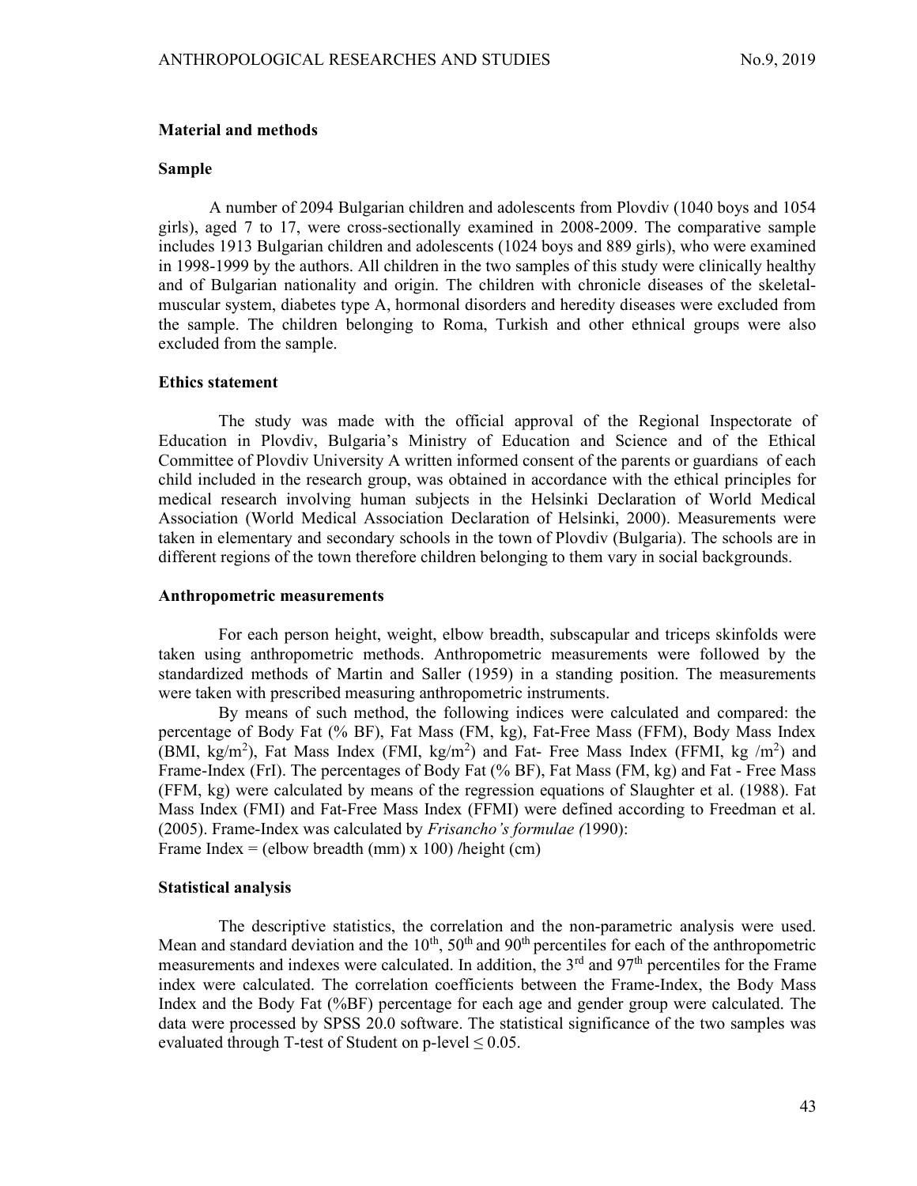## Material and methods

### Sample

A number of 2094 Bulgarian children and adolescents from Plovdiv (1040 boys and 1054 girls), aged 7 to 17, were cross-sectionally examined in 2008-2009. The comparative sample includes 1913 Bulgarian children and adolescents (1024 boys and 889 girls), who were examined in 1998-1999 by the authors. All children in the two samples of this study were clinically healthy and of Bulgarian nationality and origin. The children with chronicle diseases of the skeletal-muscular system, diabetes type A, hormonal disorders and heredity diseases were excluded from the sample. The children belonging to Roma, Turkish and other ethnical groups were also excluded from the sample.

### Ethics statement

The study was made with the official approval of the Regional Inspectorate of Education in Plovdiv, Bulgaria's Ministry of Education and Science and of the Ethical Committee of Plovdiv University A written informed consent of the parents or guardians of each child included in the research group, was obtained in accordance with the ethical principles for medical research involving human subjects in the Helsinki Declaration of World Medical Association (World Medical Association Declaration of Helsinki, 2000). Measurements were taken in elementary and secondary schools in the town of Plovdiv (Bulgaria). The schools are in different regions of the town therefore children belonging to them vary in social backgrounds.

### Anthropometric measurements

For each person height, weight, elbow breadth, subscapular and triceps skinfolds were taken using anthropometric methods. Anthropometric measurements were followed by the standardized methods of Martin and Saller (1959) in a standing position. The measurements were taken with prescribed measuring anthropometric instruments.

By means of such method, the following indices were calculated and compared: the percentage of Body Fat (% BF), Fat Mass (FM, kg), Fat-Free Mass (FFM), Body Mass Index (BMI, kg/m$^2$), Fat Mass Index (FMI, kg/m$^2$) and Fat- Free Mass Index (FFMI, kg /m$^2$) and Frame-Index (FrI). The percentages of Body Fat (% BF), Fat Mass (FM, kg) and Fat - Free Mass (FFM, kg) were calculated by means of the regression equations of Slaughter et al. (1988). Fat Mass Index (FMI) and Fat-Free Mass Index (FFMI) were defined according to Freedman et al. (2005). Frame-Index was calculated by *Frisancho's formulae (*1990):
Frame Index = (elbow breadth (mm) x 100) /height (cm)

### Statistical analysis

The descriptive statistics, the correlation and the non-parametric analysis were used. Mean and standard deviation and the 10$^{th}$, 50$^{th}$ and 90$^{th}$ percentiles for each of the anthropometric measurements and indexes were calculated. In addition, the 3$^{rd}$ and 97$^{th}$ percentiles for the Frame index were calculated. The correlation coefficients between the Frame-Index, the Body Mass Index and the Body Fat (%BF) percentage for each age and gender group were calculated. The data were processed by SPSS 20.0 software. The statistical significance of the two samples was evaluated through T-test of Student on p-level $\leq 0.05$.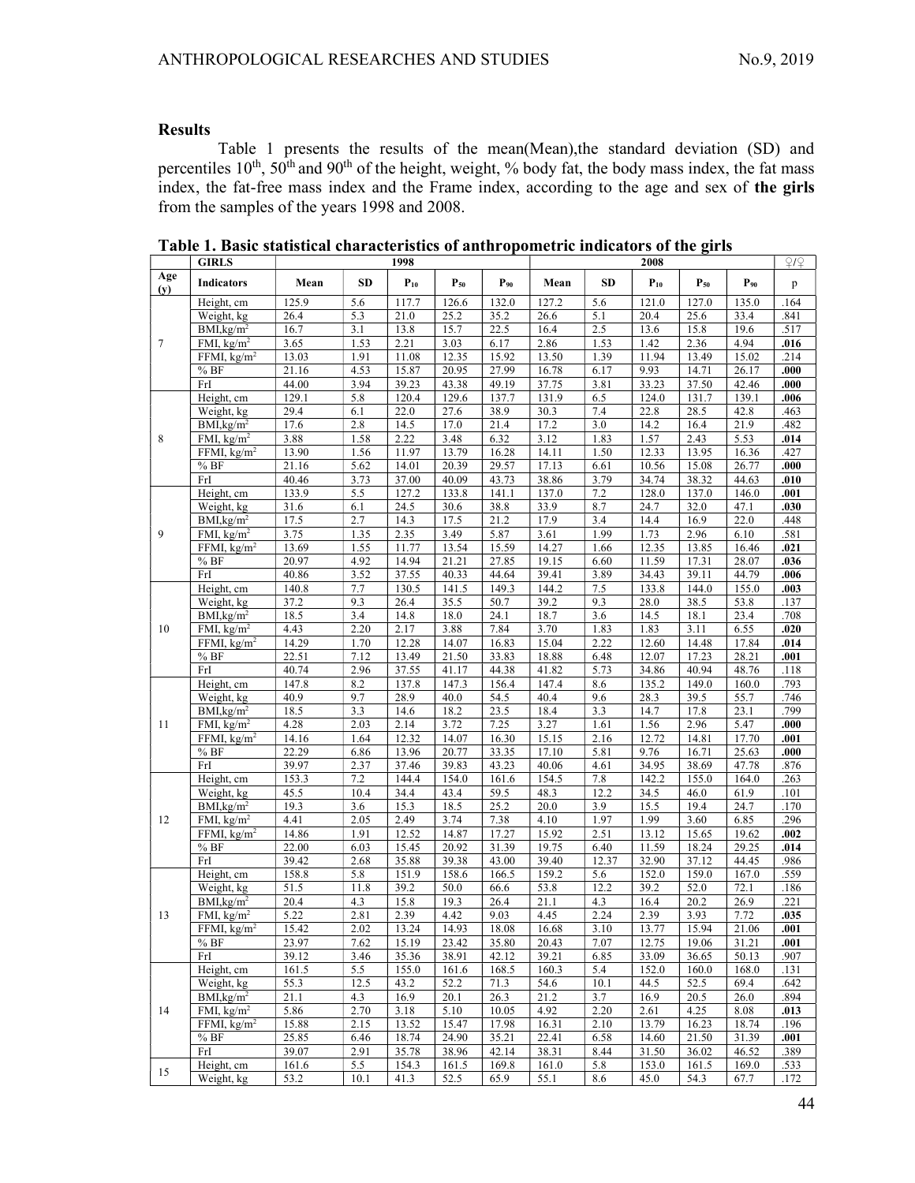## Results

Table 1 presents the results of the mean(Mean),the standard deviation (SD) and percentiles 10[th], 50[th] and 90[th] of the height, weight, % body fat, the body mass index, the fat mass index, the fat-free mass index and the Frame index, according to the age and sex of **the girls** from the samples of the years 1998 and 2008.

**Table 1. Basic statistical characteristics of anthropometric indicators of the girls**

| | GIRLS | 1998 | | | | | 2008 | | | | | ♀/♀ |
|---|---|---|---|---|---|---|---|---|---|---|---|---|
| Age (y) | Indicators | Mean | SD | $P_{10}$ | $P_{50}$ | $P_{90}$ | Mean | SD | $P_{10}$ | $P_{50}$ | $P_{90}$ | p |
| 7 | Height, cm | 125.9 | 5.6 | 117.7 | 126.6 | 132.0 | 127.2 | 5.6 | 121.0 | 127.0 | 135.0 | .164 |
| | Weight, kg | 26.4 | 5.3 | 21.0 | 25.2 | 35.2 | 26.6 | 5.1 | 20.4 | 25.6 | 33.4 | .841 |
| | BMI,kg/m² | 16.7 | 3.1 | 13.8 | 15.7 | 22.5 | 16.4 | 2.5 | 13.6 | 15.8 | 19.6 | .517 |
| | FMI, kg/m² | 3.65 | 1.53 | 2.21 | 3.03 | 6.17 | 2.86 | 1.53 | 1.42 | 2.36 | 4.94 | **.016** |
| | FFMI, kg/m² | 13.03 | 1.91 | 11.08 | 12.35 | 15.92 | 13.50 | 1.39 | 11.94 | 13.49 | 15.02 | .214 |
| | % BF | 21.16 | 4.53 | 15.87 | 20.95 | 27.99 | 16.78 | 6.17 | 9.93 | 14.71 | 26.17 | **.000** |
| | FrI | 44.00 | 3.94 | 39.23 | 43.38 | 49.19 | 37.75 | 3.81 | 33.23 | 37.50 | 42.46 | **.000** |
| 8 | Height, cm | 129.1 | 5.8 | 120.4 | 129.6 | 137.7 | 131.9 | 6.5 | 124.0 | 131.7 | 139.1 | **.006** |
| | Weight, kg | 29.4 | 6.1 | 22.0 | 27.6 | 38.9 | 30.3 | 7.4 | 22.8 | 28.5 | 42.8 | .463 |
| | BMI,kg/m² | 17.6 | 2.8 | 14.5 | 17.0 | 21.4 | 17.2 | 3.0 | 14.2 | 16.4 | 21.9 | .482 |
| | FMI, kg/m² | 3.88 | 1.58 | 2.22 | 3.48 | 6.32 | 3.12 | 1.83 | 1.57 | 2.43 | 5.53 | **.014** |
| | FFMI, kg/m² | 13.90 | 1.56 | 11.97 | 13.79 | 16.28 | 14.11 | 1.50 | 12.33 | 13.95 | 16.36 | .427 |
| | % BF | 21.16 | 5.62 | 14.01 | 20.39 | 29.57 | 17.13 | 6.61 | 10.56 | 15.08 | 26.77 | **.000** |
| | FrI | 40.46 | 3.73 | 37.00 | 40.09 | 43.73 | 38.86 | 3.79 | 34.74 | 38.32 | 44.63 | **.010** |
| 9 | Height, cm | 133.9 | 5.5 | 127.2 | 133.8 | 141.1 | 137.0 | 7.2 | 128.0 | 137.0 | 146.0 | **.001** |
| | Weight, kg | 31.6 | 6.1 | 24.5 | 30.6 | 38.8 | 33.9 | 8.7 | 24.7 | 32.0 | 47.1 | **.030** |
| | BMI,kg/m² | 17.5 | 2.7 | 14.3 | 17.5 | 21.2 | 17.9 | 3.4 | 14.4 | 16.9 | 22.0 | .448 |
| | FMI, kg/m² | 3.75 | 1.35 | 2.35 | 3.49 | 5.87 | 3.61 | 1.99 | 1.73 | 2.96 | 6.10 | .581 |
| | FFMI, kg/m² | 13.69 | 1.55 | 11.77 | 13.54 | 15.59 | 14.27 | 1.66 | 12.35 | 13.85 | 16.46 | **.021** |
| | % BF | 20.97 | 4.92 | 14.94 | 21.21 | 27.85 | 19.15 | 6.60 | 11.59 | 17.31 | 28.07 | **.036** |
| | FrI | 40.86 | 3.52 | 37.55 | 40.33 | 44.64 | 39.41 | 3.89 | 34.43 | 39.11 | 44.79 | **.006** |
| 10 | Height, cm | 140.8 | 7.7 | 130.5 | 141.5 | 149.3 | 144.2 | 7.5 | 133.8 | 144.0 | 155.0 | **.003** |
| | Weight, kg | 37.2 | 9.3 | 26.4 | 35.5 | 50.7 | 39.2 | 9.3 | 28.0 | 38.5 | 53.8 | .137 |
| | BMI,kg/m² | 18.5 | 3.4 | 14.8 | 18.0 | 24.1 | 18.7 | 3.6 | 14.5 | 18.1 | 23.4 | .708 |
| | FMI, kg/m² | 4.43 | 2.20 | 2.17 | 3.88 | 7.84 | 3.70 | 1.83 | 1.83 | 3.11 | 6.55 | **.020** |
| | FFMI, kg/m² | 14.29 | 1.70 | 12.28 | 14.07 | 16.83 | 15.04 | 2.22 | 12.60 | 14.48 | 17.84 | **.014** |
| | % BF | 22.51 | 7.12 | 13.49 | 21.50 | 33.83 | 18.88 | 6.48 | 12.07 | 17.23 | 28.21 | **.001** |
| | FrI | 40.74 | 2.96 | 37.55 | 41.17 | 44.38 | 41.82 | 5.73 | 34.86 | 40.94 | 48.76 | .118 |
| 11 | Height, cm | 147.8 | 8.2 | 137.8 | 147.3 | 156.4 | 147.4 | 8.6 | 135.2 | 149.0 | 160.0 | .793 |
| | Weight, kg | 40.9 | 9.7 | 28.9 | 40.0 | 54.5 | 40.4 | 9.6 | 28.3 | 39.5 | 55.7 | .746 |
| | BMI,kg/m² | 18.5 | 3.3 | 14.6 | 18.2 | 23.5 | 18.4 | 3.3 | 14.7 | 17.8 | 23.1 | .799 |
| | FMI, kg/m² | 4.28 | 2.03 | 2.14 | 3.72 | 7.25 | 3.27 | 1.61 | 1.56 | 2.96 | 5.47 | **.000** |
| | FFMI, kg/m² | 14.16 | 1.64 | 12.32 | 14.07 | 16.30 | 15.15 | 2.16 | 12.72 | 14.81 | 17.70 | **.001** |
| | % BF | 22.29 | 6.86 | 13.96 | 20.77 | 33.35 | 17.10 | 5.81 | 9.76 | 16.71 | 25.63 | **.000** |
| | FrI | 39.97 | 2.37 | 37.46 | 39.83 | 43.23 | 40.06 | 4.61 | 34.95 | 38.69 | 47.78 | .876 |
| 12 | Height, cm | 153.3 | 7.2 | 144.4 | 154.0 | 161.6 | 154.5 | 7.8 | 142.2 | 155.0 | 164.0 | .263 |
| | Weight, kg | 45.5 | 10.4 | 34.4 | 43.4 | 59.5 | 48.3 | 12.2 | 34.5 | 46.0 | 61.9 | .101 |
| | BMI,kg/m² | 19.3 | 3.6 | 15.3 | 18.5 | 25.2 | 20.0 | 3.9 | 15.5 | 19.4 | 24.7 | .170 |
| | FMI, kg/m² | 4.41 | 2.05 | 2.49 | 3.74 | 7.38 | 4.10 | 1.97 | 1.99 | 3.60 | 6.85 | .296 |
| | FFMI, kg/m² | 14.86 | 1.91 | 12.52 | 14.87 | 17.27 | 15.92 | 2.51 | 13.12 | 15.65 | 19.62 | **.002** |
| | % BF | 22.00 | 6.03 | 15.45 | 20.92 | 31.39 | 19.75 | 6.40 | 11.59 | 18.24 | 29.25 | **.014** |
| | FrI | 39.42 | 2.68 | 35.88 | 39.38 | 43.00 | 39.40 | 12.37 | 32.90 | 37.12 | 44.45 | .986 |
| 13 | Height, cm | 158.8 | 5.8 | 151.9 | 158.6 | 166.5 | 159.2 | 5.6 | 152.0 | 159.0 | 167.0 | .559 |
| | Weight, kg | 51.5 | 11.8 | 39.2 | 50.0 | 66.6 | 53.8 | 12.2 | 39.2 | 52.0 | 72.1 | .186 |
| | BMI,kg/m² | 20.4 | 4.3 | 15.8 | 19.3 | 26.4 | 21.1 | 4.3 | 16.4 | 20.2 | 26.9 | .221 |
| | FMI, kg/m² | 5.22 | 2.81 | 2.39 | 4.42 | 9.03 | 4.45 | 2.24 | 2.39 | 3.93 | 7.72 | **.035** |
| | FFMI, kg/m² | 15.42 | 2.02 | 13.24 | 14.93 | 18.08 | 16.68 | 3.10 | 13.77 | 15.94 | 21.06 | **.001** |
| | % BF | 23.97 | 7.62 | 15.19 | 23.42 | 35.80 | 20.43 | 7.07 | 12.75 | 19.06 | 31.21 | **.001** |
| | FrI | 39.12 | 3.46 | 35.36 | 38.91 | 42.12 | 39.21 | 6.85 | 33.09 | 36.65 | 50.13 | .907 |
| 14 | Height, cm | 161.5 | 5.5 | 155.0 | 161.6 | 168.5 | 160.3 | 5.4 | 152.0 | 160.0 | 168.0 | .131 |
| | Weight, kg | 55.3 | 12.5 | 43.2 | 52.2 | 71.3 | 54.6 | 10.1 | 44.5 | 52.5 | 69.4 | .642 |
| | BMI,kg/m² | 21.1 | 4.3 | 16.9 | 20.1 | 26.3 | 21.2 | 3.7 | 16.9 | 20.5 | 26.0 | .894 |
| | FMI, kg/m² | 5.86 | 2.70 | 3.18 | 5.10 | 10.05 | 4.92 | 2.20 | 2.61 | 4.25 | 8.08 | **.013** |
| | FFMI, kg/m² | 15.88 | 2.15 | 13.52 | 15.47 | 17.98 | 16.31 | 2.10 | 13.79 | 16.23 | 18.74 | .196 |
| | % BF | 25.85 | 6.46 | 18.74 | 24.90 | 35.21 | 22.41 | 6.58 | 14.60 | 21.50 | 31.39 | **.001** |
| | FrI | 39.07 | 2.91 | 35.78 | 38.96 | 42.14 | 38.31 | 8.44 | 31.50 | 36.02 | 46.52 | .389 |
| 15 | Height, cm | 161.6 | 5.5 | 154.3 | 161.5 | 169.8 | 161.0 | 5.8 | 153.0 | 161.5 | 169.0 | .533 |
| | Weight, kg | 53.2 | 10.1 | 41.3 | 52.5 | 65.9 | 55.1 | 8.6 | 45.0 | 54.3 | 67.7 | .172 |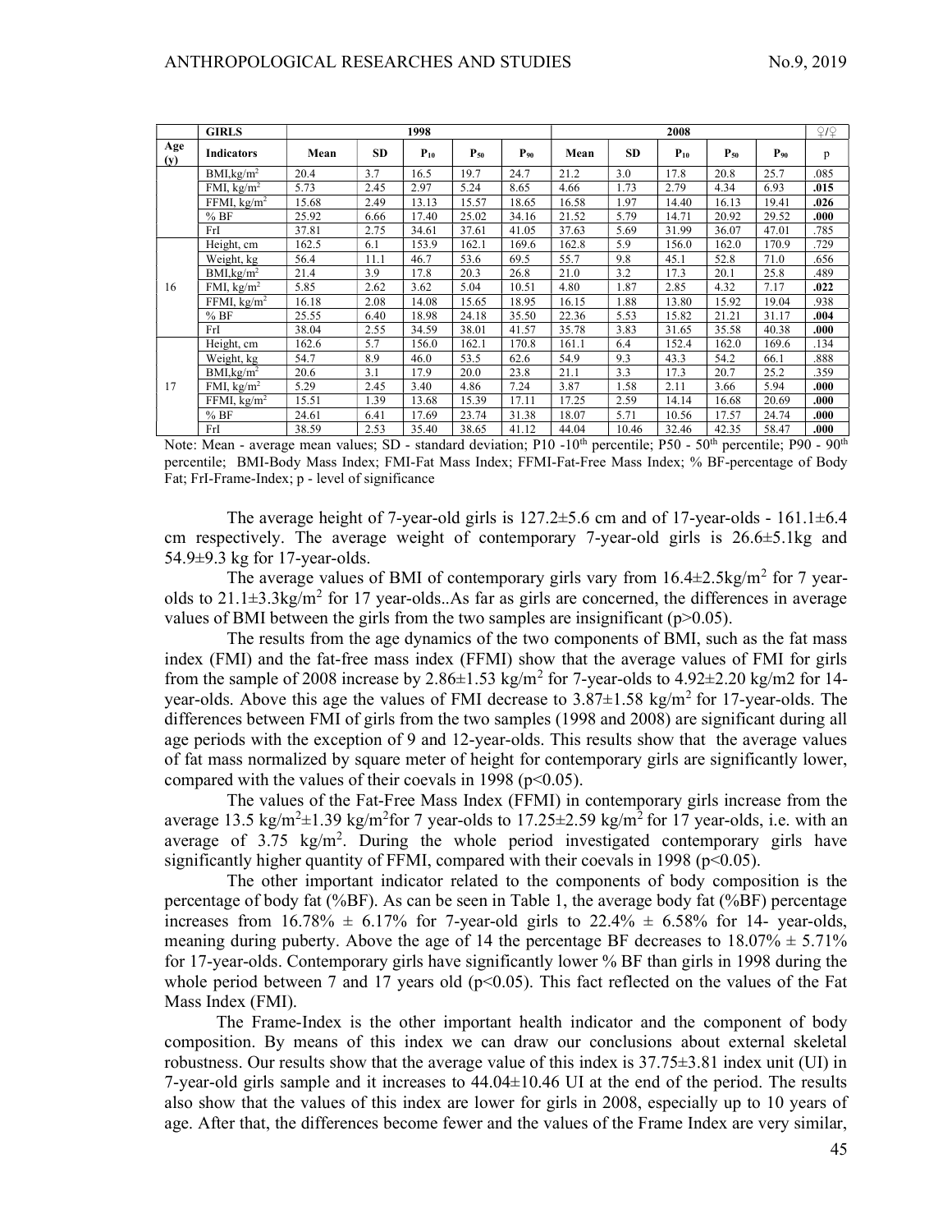| | GIRLS | 1998 | | | | | 2008 | | | | | ♀/♀ |
|---|---|---|---|---|---|---|---|---|---|---|---|---|
| Age (y) | Indicators | Mean | SD | $P_{10}$ | $P_{50}$ | $P_{90}$ | Mean | SD | $P_{10}$ | $P_{50}$ | $P_{90}$ | p |
| | BMI,kg/m$^2$ | 20.4 | 3.7 | 16.5 | 19.7 | 24.7 | 21.2 | 3.0 | 17.8 | 20.8 | 25.7 | .085 |
| | FMI, kg/m$^2$ | 5.73 | 2.45 | 2.97 | 5.24 | 8.65 | 4.66 | 1.73 | 2.79 | 4.34 | 6.93 | **.015** |
| | FFMI, kg/m$^2$ | 15.68 | 2.49 | 13.13 | 15.57 | 18.65 | 16.58 | 1.97 | 14.40 | 16.13 | 19.41 | **.026** |
| | % BF | 25.92 | 6.66 | 17.40 | 25.02 | 34.16 | 21.52 | 5.79 | 14.71 | 20.92 | 29.52 | **.000** |
| | FrI | 37.81 | 2.75 | 34.61 | 37.61 | 41.05 | 37.63 | 5.69 | 31.99 | 36.07 | 47.01 | .785 |
| 16 | Height, cm | 162.5 | 6.1 | 153.9 | 162.1 | 169.6 | 162.8 | 5.9 | 156.0 | 162.0 | 170.9 | .729 |
| | Weight, kg | 56.4 | 11.1 | 46.7 | 53.6 | 69.5 | 55.7 | 9.8 | 45.1 | 52.8 | 71.0 | .656 |
| | BMI,kg/m$^2$ | 21.4 | 3.9 | 17.8 | 20.3 | 26.8 | 21.0 | 3.2 | 17.3 | 20.1 | 25.8 | .489 |
| | FMI, kg/m$^2$ | 5.85 | 2.62 | 3.62 | 5.04 | 10.51 | 4.80 | 1.87 | 2.85 | 4.32 | 7.17 | **.022** |
| | FFMI, kg/m$^2$ | 16.18 | 2.08 | 14.08 | 15.65 | 18.95 | 16.15 | 1.88 | 13.80 | 15.92 | 19.04 | .938 |
| | % BF | 25.55 | 6.40 | 18.98 | 24.18 | 35.50 | 22.36 | 5.53 | 15.82 | 21.21 | 31.17 | **.004** |
| | FrI | 38.04 | 2.55 | 34.59 | 38.01 | 41.57 | 35.78 | 3.83 | 31.65 | 35.58 | 40.38 | **.000** |
| 17 | Height, cm | 162.6 | 5.7 | 156.0 | 162.1 | 170.8 | 161.1 | 6.4 | 152.4 | 162.0 | 169.6 | .134 |
| | Weight, kg | 54.7 | 8.9 | 46.0 | 53.5 | 62.6 | 54.9 | 9.3 | 43.3 | 54.2 | 66.1 | .888 |
| | BMI,kg/m$^2$ | 20.6 | 3.1 | 17.9 | 20.0 | 23.8 | 21.1 | 3.3 | 17.3 | 20.7 | 25.2 | .359 |
| | FMI, kg/m$^2$ | 5.29 | 2.45 | 3.40 | 4.86 | 7.24 | 3.87 | 1.58 | 2.11 | 3.66 | 5.94 | **.000** |
| | FFMI, kg/m$^2$ | 15.51 | 1.39 | 13.68 | 15.39 | 17.11 | 17.25 | 2.59 | 14.14 | 16.68 | 20.69 | **.000** |
| | % BF | 24.61 | 6.41 | 17.69 | 23.74 | 31.38 | 18.07 | 5.71 | 10.56 | 17.57 | 24.74 | **.000** |
| | FrI | 38.59 | 2.53 | 35.40 | 38.65 | 41.12 | 44.04 | 10.46 | 32.46 | 42.35 | 58.47 | **.000** |

Note: Mean - average mean values; SD - standard deviation; P10 -10$^{th}$ percentile; P50 - 50$^{th}$ percentile; P90 - 90$^{th}$ percentile; BMI-Body Mass Index; FMI-Fat Mass Index; FFMI-Fat-Free Mass Index; % BF-percentage of Body Fat; FrI-Frame-Index; p - level of significance

The average height of 7-year-old girls is 127.2±5.6 cm and of 17-year-olds - 161.1±6.4 cm respectively. The average weight of contemporary 7-year-old girls is 26.6±5.1kg and 54.9±9.3 kg for 17-year-olds.

The average values of BMI of contemporary girls vary from 16.4±2.5kg/m$^2$ for 7 year-olds to 21.1±3.3kg/m$^2$ for 17 year-olds..As far as girls are concerned, the differences in average values of BMI between the girls from the two samples are insignificant ($p>0.05$).

The results from the age dynamics of the two components of BMI, such as the fat mass index (FMI) and the fat-free mass index (FFMI) show that the average values of FMI for girls from the sample of 2008 increase by 2.86±1.53 kg/m$^2$ for 7-year-olds to 4.92±2.20 kg/m2 for 14-year-olds. Above this age the values of FMI decrease to 3.87±1.58 kg/m$^2$ for 17-year-olds. The differences between FMI of girls from the two samples (1998 and 2008) are significant during all age periods with the exception of 9 and 12-year-olds. This results show that the average values of fat mass normalized by square meter of height for contemporary girls are significantly lower, compared with the values of their coevals in 1998 ($p<0.05$).

The values of the Fat-Free Mass Index (FFMI) in contemporary girls increase from the average 13.5 kg/m$^2$±1.39 kg/m$^2$for 7 year-olds to 17.25±2.59 kg/m$^2$ for 17 year-olds, i.e. with an average of 3.75 kg/m$^2$. During the whole period investigated contemporary girls have significantly higher quantity of FFMI, compared with their coevals in 1998 ($p<0.05$).

The other important indicator related to the components of body composition is the percentage of body fat (%BF). As can be seen in Table 1, the average body fat (%BF) percentage increases from 16.78% ± 6.17% for 7-year-old girls to 22.4% ± 6.58% for 14- year-olds, meaning during puberty. Above the age of 14 the percentage BF decreases to 18.07% ± 5.71% for 17-year-olds. Contemporary girls have significantly lower % BF than girls in 1998 during the whole period between 7 and 17 years old ($p<0.05$). This fact reflected on the values of the Fat Mass Index (FMI).

The Frame-Index is the other important health indicator and the component of body composition. By means of this index we can draw our conclusions about external skeletal robustness. Our results show that the average value of this index is 37.75±3.81 index unit (UI) in 7-year-old girls sample and it increases to 44.04±10.46 UI at the end of the period. The results also show that the values of this index are lower for girls in 2008, especially up to 10 years of age. After that, the differences become fewer and the values of the Frame Index are very similar,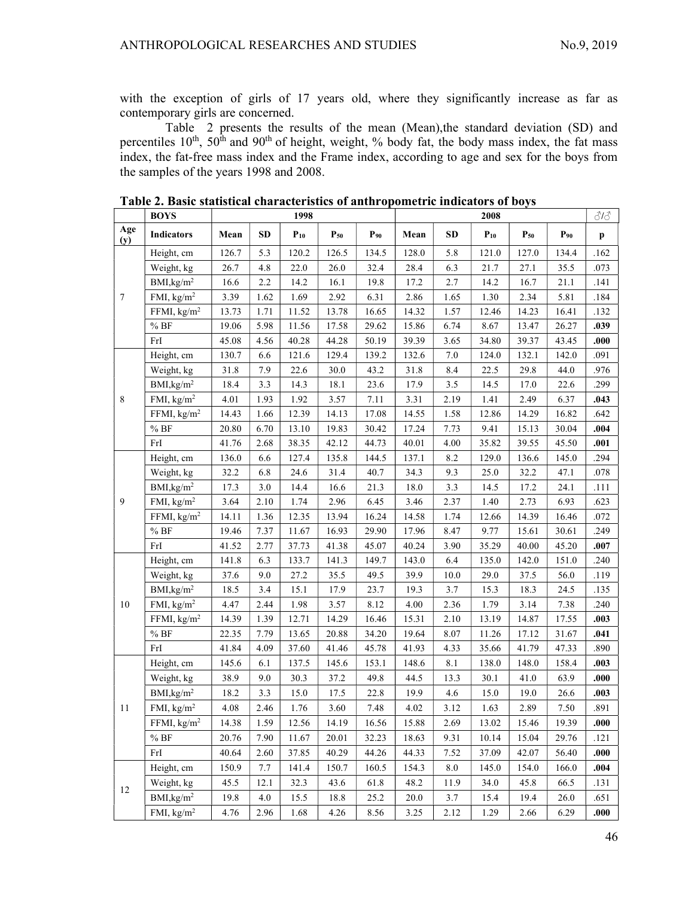with the exception of girls of 17 years old, where they significantly increase as far as contemporary girls are concerned.

Table 2 presents the results of the mean (Mean),the standard deviation (SD) and percentiles 10th, 50th and 90th of height, weight, % body fat, the body mass index, the fat mass index, the fat-free mass index and the Frame index, according to age and sex for the boys from the samples of the years 1998 and 2008.

**Table 2. Basic statistical characteristics of anthropometric indicators of boys**

| | BOYS | 1998 | | | | | 2008 | | | | | ♂/♂ |
|---|---|---|---|---|---|---|---|---|---|---|---|---|
| Age (y) | Indicators | Mean | SD | $P_{10}$ | $P_{50}$ | $P_{90}$ | Mean | SD | $P_{10}$ | $P_{50}$ | $P_{90}$ | p |
| 7 | Height, cm | 126.7 | 5.3 | 120.2 | 126.5 | 134.5 | 128.0 | 5.8 | 121.0 | 127.0 | 134.4 | .162 |
| | Weight, kg | 26.7 | 4.8 | 22.0 | 26.0 | 32.4 | 28.4 | 6.3 | 21.7 | 27.1 | 35.5 | .073 |
| | BMI,kg/m$^2$ | 16.6 | 2.2 | 14.2 | 16.1 | 19.8 | 17.2 | 2.7 | 14.2 | 16.7 | 21.1 | .141 |
| | FMI, kg/m$^2$ | 3.39 | 1.62 | 1.69 | 2.92 | 6.31 | 2.86 | 1.65 | 1.30 | 2.34 | 5.81 | .184 |
| | FFMI, kg/m$^2$ | 13.73 | 1.71 | 11.52 | 13.78 | 16.65 | 14.32 | 1.57 | 12.46 | 14.23 | 16.41 | .132 |
| | % BF | 19.06 | 5.98 | 11.56 | 17.58 | 29.62 | 15.86 | 6.74 | 8.67 | 13.47 | 26.27 | **.039** |
| | FrI | 45.08 | 4.56 | 40.28 | 44.28 | 50.19 | 39.39 | 3.65 | 34.80 | 39.37 | 43.45 | **.000** |
| 8 | Height, cm | 130.7 | 6.6 | 121.6 | 129.4 | 139.2 | 132.6 | 7.0 | 124.0 | 132.1 | 142.0 | .091 |
| | Weight, kg | 31.8 | 7.9 | 22.6 | 30.0 | 43.2 | 31.8 | 8.4 | 22.5 | 29.8 | 44.0 | .976 |
| | BMI,kg/m$^2$ | 18.4 | 3.3 | 14.3 | 18.1 | 23.6 | 17.9 | 3.5 | 14.5 | 17.0 | 22.6 | .299 |
| | FMI, kg/m$^2$ | 4.01 | 1.93 | 1.92 | 3.57 | 7.11 | 3.31 | 2.19 | 1.41 | 2.49 | 6.37 | **.043** |
| | FFMI, kg/m$^2$ | 14.43 | 1.66 | 12.39 | 14.13 | 17.08 | 14.55 | 1.58 | 12.86 | 14.29 | 16.82 | .642 |
| | % BF | 20.80 | 6.70 | 13.10 | 19.83 | 30.42 | 17.24 | 7.73 | 9.41 | 15.13 | 30.04 | **.004** |
| | FrI | 41.76 | 2.68 | 38.35 | 42.12 | 44.73 | 40.01 | 4.00 | 35.82 | 39.55 | 45.50 | **.001** |
| 9 | Height, cm | 136.0 | 6.6 | 127.4 | 135.8 | 144.5 | 137.1 | 8.2 | 129.0 | 136.6 | 145.0 | .294 |
| | Weight, kg | 32.2 | 6.8 | 24.6 | 31.4 | 40.7 | 34.3 | 9.3 | 25.0 | 32.2 | 47.1 | .078 |
| | BMI,kg/m$^2$ | 17.3 | 3.0 | 14.4 | 16.6 | 21.3 | 18.0 | 3.3 | 14.5 | 17.2 | 24.1 | .111 |
| | FMI, kg/m$^2$ | 3.64 | 2.10 | 1.74 | 2.96 | 6.45 | 3.46 | 2.37 | 1.40 | 2.73 | 6.93 | .623 |
| | FFMI, kg/m$^2$ | 14.11 | 1.36 | 12.35 | 13.94 | 16.24 | 14.58 | 1.74 | 12.66 | 14.39 | 16.46 | .072 |
| | % BF | 19.46 | 7.37 | 11.67 | 16.93 | 29.90 | 17.96 | 8.47 | 9.77 | 15.61 | 30.61 | .249 |
| | FrI | 41.52 | 2.77 | 37.73 | 41.38 | 45.07 | 40.24 | 3.90 | 35.29 | 40.00 | 45.20 | **.007** |
| 10 | Height, cm | 141.8 | 6.3 | 133.7 | 141.3 | 149.7 | 143.0 | 6.4 | 135.0 | 142.0 | 151.0 | .240 |
| | Weight, kg | 37.6 | 9.0 | 27.2 | 35.5 | 49.5 | 39.9 | 10.0 | 29.0 | 37.5 | 56.0 | .119 |
| | BMI,kg/m$^2$ | 18.5 | 3.4 | 15.1 | 17.9 | 23.7 | 19.3 | 3.7 | 15.3 | 18.3 | 24.5 | .135 |
| | FMI, kg/m$^2$ | 4.47 | 2.44 | 1.98 | 3.57 | 8.12 | 4.00 | 2.36 | 1.79 | 3.14 | 7.38 | .240 |
| | FFMI, kg/m$^2$ | 14.39 | 1.39 | 12.71 | 14.29 | 16.46 | 15.31 | 2.10 | 13.19 | 14.87 | 17.55 | **.003** |
| | % BF | 22.35 | 7.79 | 13.65 | 20.88 | 34.20 | 19.64 | 8.07 | 11.26 | 17.12 | 31.67 | **.041** |
| | FrI | 41.84 | 4.09 | 37.60 | 41.46 | 45.78 | 41.93 | 4.33 | 35.66 | 41.79 | 47.33 | .890 |
| 11 | Height, cm | 145.6 | 6.1 | 137.5 | 145.6 | 153.1 | 148.6 | 8.1 | 138.0 | 148.0 | 158.4 | **.003** |
| | Weight, kg | 38.9 | 9.0 | 30.3 | 37.2 | 49.8 | 44.5 | 13.3 | 30.1 | 41.0 | 63.9 | **.000** |
| | BMI,kg/m$^2$ | 18.2 | 3.3 | 15.0 | 17.5 | 22.8 | 19.9 | 4.6 | 15.0 | 19.0 | 26.6 | **.003** |
| | FMI, kg/m$^2$ | 4.08 | 2.46 | 1.76 | 3.60 | 7.48 | 4.02 | 3.12 | 1.63 | 2.89 | 7.50 | .891 |
| | FFMI, kg/m$^2$ | 14.38 | 1.59 | 12.56 | 14.19 | 16.56 | 15.88 | 2.69 | 13.02 | 15.46 | 19.39 | **.000** |
| | % BF | 20.76 | 7.90 | 11.67 | 20.01 | 32.23 | 18.63 | 9.31 | 10.14 | 15.04 | 29.76 | .121 |
| | FrI | 40.64 | 2.60 | 37.85 | 40.29 | 44.26 | 44.33 | 7.52 | 37.09 | 42.07 | 56.40 | **.000** |
| 12 | Height, cm | 150.9 | 7.7 | 141.4 | 150.7 | 160.5 | 154.3 | 8.0 | 145.0 | 154.0 | 166.0 | **.004** |
| | Weight, kg | 45.5 | 12.1 | 32.3 | 43.6 | 61.8 | 48.2 | 11.9 | 34.0 | 45.8 | 66.5 | .131 |
| | BMI,kg/m$^2$ | 19.8 | 4.0 | 15.5 | 18.8 | 25.2 | 20.0 | 3.7 | 15.4 | 19.4 | 26.0 | .651 |
| | FMI, kg/m$^2$ | 4.76 | 2.96 | 1.68 | 4.26 | 8.56 | 3.25 | 2.12 | 1.29 | 2.66 | 6.29 | **.000** |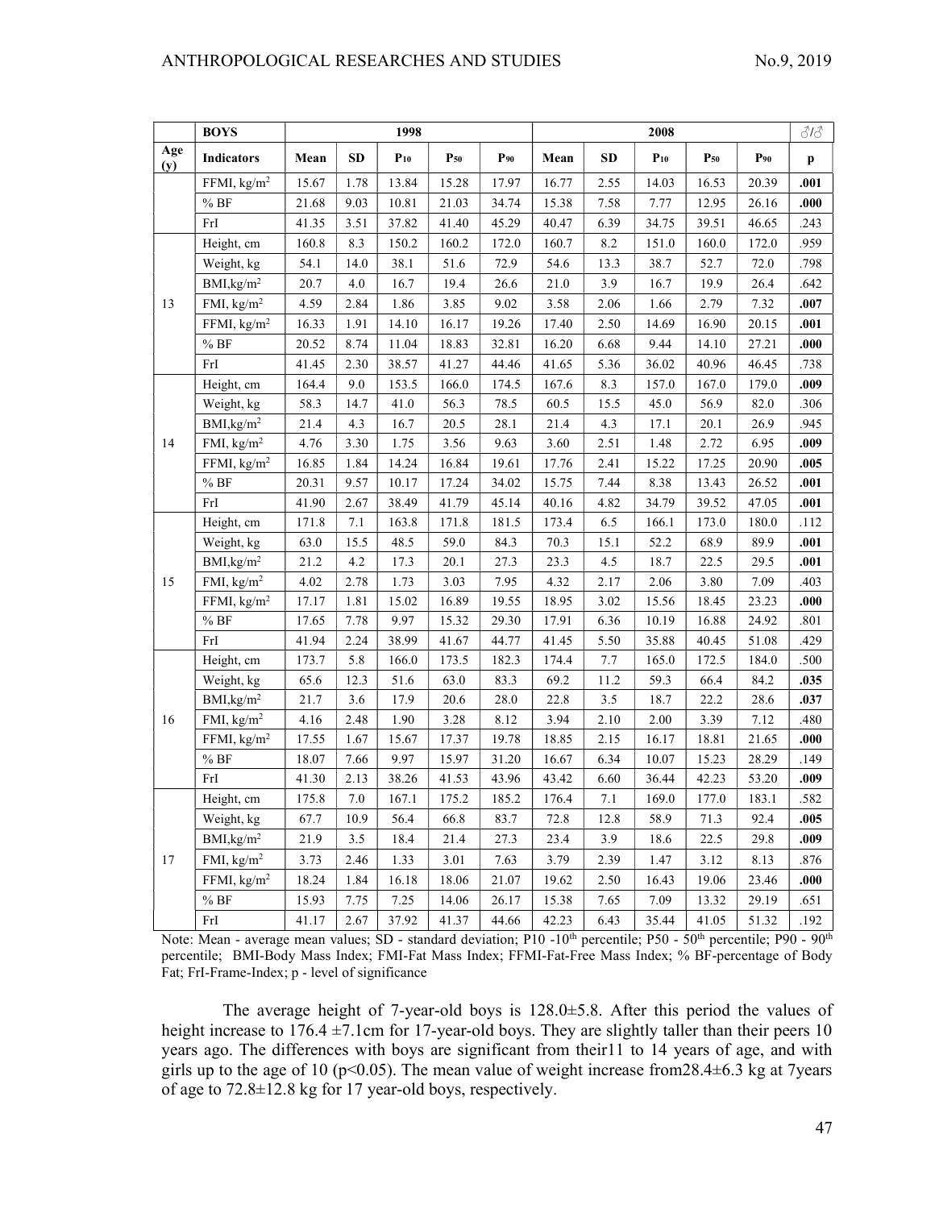| | BOYS | 1998 | | | | | 2008 | | | | | ♂/♂ |
|---|---|---|---|---|---|---|---|---|---|---|---|---|
| Age (y) | Indicators | Mean | SD | $P_{10}$ | $P_{50}$ | $P_{90}$ | Mean | SD | $P_{10}$ | $P_{50}$ | $P_{90}$ | p |
| | FFMI, kg/m$^2$ | 15.67 | 1.78 | 13.84 | 15.28 | 17.97 | 16.77 | 2.55 | 14.03 | 16.53 | 20.39 | **.001** |
| | % BF | 21.68 | 9.03 | 10.81 | 21.03 | 34.74 | 15.38 | 7.58 | 7.77 | 12.95 | 26.16 | **.000** |
| | FrI | 41.35 | 3.51 | 37.82 | 41.40 | 45.29 | 40.47 | 6.39 | 34.75 | 39.51 | 46.65 | .243 |
| 13 | Height, cm | 160.8 | 8.3 | 150.2 | 160.2 | 172.0 | 160.7 | 8.2 | 151.0 | 160.0 | 172.0 | .959 |
| | Weight, kg | 54.1 | 14.0 | 38.1 | 51.6 | 72.9 | 54.6 | 13.3 | 38.7 | 52.7 | 72.0 | .798 |
| | BMI,kg/m$^2$ | 20.7 | 4.0 | 16.7 | 19.4 | 26.6 | 21.0 | 3.9 | 16.7 | 19.9 | 26.4 | .642 |
| | FMI, kg/m$^2$ | 4.59 | 2.84 | 1.86 | 3.85 | 9.02 | 3.58 | 2.06 | 1.66 | 2.79 | 7.32 | **.007** |
| | FFMI, kg/m$^2$ | 16.33 | 1.91 | 14.10 | 16.17 | 19.26 | 17.40 | 2.50 | 14.69 | 16.90 | 20.15 | **.001** |
| | % BF | 20.52 | 8.74 | 11.04 | 18.83 | 32.81 | 16.20 | 6.68 | 9.44 | 14.10 | 27.21 | **.000** |
| | FrI | 41.45 | 2.30 | 38.57 | 41.27 | 44.46 | 41.65 | 5.36 | 36.02 | 40.96 | 46.45 | .738 |
| 14 | Height, cm | 164.4 | 9.0 | 153.5 | 166.0 | 174.5 | 167.6 | 8.3 | 157.0 | 167.0 | 179.0 | **.009** |
| | Weight, kg | 58.3 | 14.7 | 41.0 | 56.3 | 78.5 | 60.5 | 15.5 | 45.0 | 56.9 | 82.0 | .306 |
| | BMI,kg/m$^2$ | 21.4 | 4.3 | 16.7 | 20.5 | 28.1 | 21.4 | 4.3 | 17.1 | 20.1 | 26.9 | .945 |
| | FMI, kg/m$^2$ | 4.76 | 3.30 | 1.75 | 3.56 | 9.63 | 3.60 | 2.51 | 1.48 | 2.72 | 6.95 | **.009** |
| | FFMI, kg/m$^2$ | 16.85 | 1.84 | 14.24 | 16.84 | 19.61 | 17.76 | 2.41 | 15.22 | 17.25 | 20.90 | **.005** |
| | % BF | 20.31 | 9.57 | 10.17 | 17.24 | 34.02 | 15.75 | 7.44 | 8.38 | 13.43 | 26.52 | **.001** |
| | FrI | 41.90 | 2.67 | 38.49 | 41.79 | 45.14 | 40.16 | 4.82 | 34.79 | 39.52 | 47.05 | **.001** |
| 15 | Height, cm | 171.8 | 7.1 | 163.8 | 171.8 | 181.5 | 173.4 | 6.5 | 166.1 | 173.0 | 180.0 | .112 |
| | Weight, kg | 63.0 | 15.5 | 48.5 | 59.0 | 84.3 | 70.3 | 15.1 | 52.2 | 68.9 | 89.9 | **.001** |
| | BMI,kg/m$^2$ | 21.2 | 4.2 | 17.3 | 20.1 | 27.3 | 23.3 | 4.5 | 18.7 | 22.5 | 29.5 | **.001** |
| | FMI, kg/m$^2$ | 4.02 | 2.78 | 1.73 | 3.03 | 7.95 | 4.32 | 2.17 | 2.06 | 3.80 | 7.09 | .403 |
| | FFMI, kg/m$^2$ | 17.17 | 1.81 | 15.02 | 16.89 | 19.55 | 18.95 | 3.02 | 15.56 | 18.45 | 23.23 | **.000** |
| | % BF | 17.65 | 7.78 | 9.97 | 15.32 | 29.30 | 17.91 | 6.36 | 10.19 | 16.88 | 24.92 | .801 |
| | FrI | 41.94 | 2.24 | 38.99 | 41.67 | 44.77 | 41.45 | 5.50 | 35.88 | 40.45 | 51.08 | .429 |
| 16 | Height, cm | 173.7 | 5.8 | 166.0 | 173.5 | 182.3 | 174.4 | 7.7 | 165.0 | 172.5 | 184.0 | .500 |
| | Weight, kg | 65.6 | 12.3 | 51.6 | 63.0 | 83.3 | 69.2 | 11.2 | 59.3 | 66.4 | 84.2 | **.035** |
| | BMI,kg/m$^2$ | 21.7 | 3.6 | 17.9 | 20.6 | 28.0 | 22.8 | 3.5 | 18.7 | 22.2 | 28.6 | **.037** |
| | FMI, kg/m$^2$ | 4.16 | 2.48 | 1.90 | 3.28 | 8.12 | 3.94 | 2.10 | 2.00 | 3.39 | 7.12 | .480 |
| | FFMI, kg/m$^2$ | 17.55 | 1.67 | 15.67 | 17.37 | 19.78 | 18.85 | 2.15 | 16.17 | 18.81 | 21.65 | **.000** |
| | % BF | 18.07 | 7.66 | 9.97 | 15.97 | 31.20 | 16.67 | 6.34 | 10.07 | 15.23 | 28.29 | .149 |
| | FrI | 41.30 | 2.13 | 38.26 | 41.53 | 43.96 | 43.42 | 6.60 | 36.44 | 42.23 | 53.20 | **.009** |
| 17 | Height, cm | 175.8 | 7.0 | 167.1 | 175.2 | 185.2 | 176.4 | 7.1 | 169.0 | 177.0 | 183.1 | .582 |
| | Weight, kg | 67.7 | 10.9 | 56.4 | 66.8 | 83.7 | 72.8 | 12.8 | 58.9 | 71.3 | 92.4 | **.005** |
| | BMI,kg/m$^2$ | 21.9 | 3.5 | 18.4 | 21.4 | 27.3 | 23.4 | 3.9 | 18.6 | 22.5 | 29.8 | **.009** |
| | FMI, kg/m$^2$ | 3.73 | 2.46 | 1.33 | 3.01 | 7.63 | 3.79 | 2.39 | 1.47 | 3.12 | 8.13 | .876 |
| | FFMI, kg/m$^2$ | 18.24 | 1.84 | 16.18 | 18.06 | 21.07 | 19.62 | 2.50 | 16.43 | 19.06 | 23.46 | **.000** |
| | % BF | 15.93 | 7.75 | 7.25 | 14.06 | 26.17 | 15.38 | 7.65 | 7.09 | 13.32 | 29.19 | .651 |
| | FrI | 41.17 | 2.67 | 37.92 | 41.37 | 44.66 | 42.23 | 6.43 | 35.44 | 41.05 | 51.32 | .192 |

Note: Mean - average mean values; SD - standard deviation; P10 -10th percentile; P50 - 50th percentile; P90 - 90th percentile; BMI-Body Mass Index; FMI-Fat Mass Index; FFMI-Fat-Free Mass Index; % BF-percentage of Body Fat; FrI-Frame-Index; p - level of significance

The average height of 7-year-old boys is 128.0±5.8. After this period the values of height increase to 176.4 ±7.1cm for 17-year-old boys. They are slightly taller than their peers 10 years ago. The differences with boys are significant from their11 to 14 years of age, and with girls up to the age of 10 ($p<0.05$). The mean value of weight increase from28.4±6.3 kg at 7years of age to 72.8±12.8 kg for 17 year-old boys, respectively.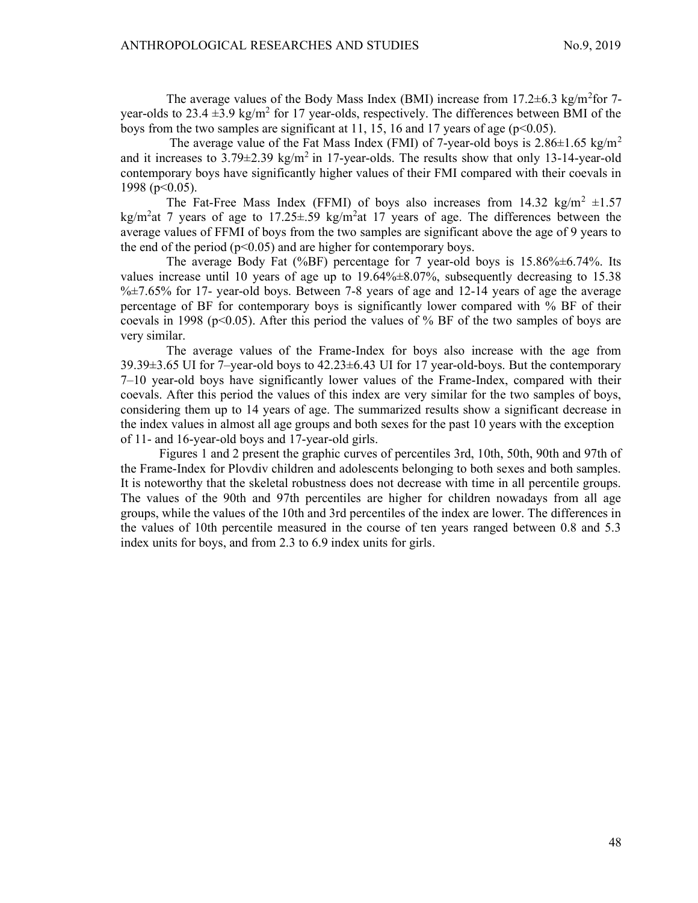The average values of the Body Mass Index (BMI) increase from 17.2±6.3 kg/m$^2$for 7-year-olds to 23.4 ±3.9 kg/m$^2$ for 17 year-olds, respectively. The differences between BMI of the boys from the two samples are significant at 11, 15, 16 and 17 years of age ($p<0.05$).

The average value of the Fat Mass Index (FMI) of 7-year-old boys is 2.86±1.65 kg/m$^2$ and it increases to 3.79±2.39 kg/m$^2$ in 17-year-olds. The results show that only 13-14-year-old contemporary boys have significantly higher values of their FMI compared with their coevals in 1998 ($p<0.05$).

The Fat-Free Mass Index (FFMI) of boys also increases from 14.32 kg/m$^2$ ±1.57 kg/m$^2$at 7 years of age to 17.25±.59 kg/m$^2$at 17 years of age. The differences between the average values of FFMI of boys from the two samples are significant above the age of 9 years to the end of the period ($p<0.05$) and are higher for contemporary boys.

The average Body Fat (%BF) percentage for 7 year-old boys is 15.86%±6.74%. Its values increase until 10 years of age up to 19.64%±8.07%, subsequently decreasing to 15.38 %±7.65% for 17- year-old boys. Between 7-8 years of age and 12-14 years of age the average percentage of BF for contemporary boys is significantly lower compared with % BF of their coevals in 1998 ($p<0.05$). After this period the values of % BF of the two samples of boys are very similar.

The average values of the Frame-Index for boys also increase with the age from 39.39±3.65 UI for 7–year-old boys to 42.23±6.43 UI for 17 year-old-boys. But the contemporary 7–10 year-old boys have significantly lower values of the Frame-Index, compared with their coevals. After this period the values of this index are very similar for the two samples of boys, considering them up to 14 years of age. The summarized results show a significant decrease in the index values in almost all age groups and both sexes for the past 10 years with the exception of 11- and 16-year-old boys and 17-year-old girls.

Figures 1 and 2 present the graphic curves of percentiles 3rd, 10th, 50th, 90th and 97th of the Frame-Index for Plovdiv children and adolescents belonging to both sexes and both samples. It is noteworthy that the skeletal robustness does not decrease with time in all percentile groups. The values of the 90th and 97th percentiles are higher for children nowadays from all age groups, while the values of the 10th and 3rd percentiles of the index are lower. The differences in the values of 10th percentile measured in the course of ten years ranged between 0.8 and 5.3 index units for boys, and from 2.3 to 6.9 index units for girls.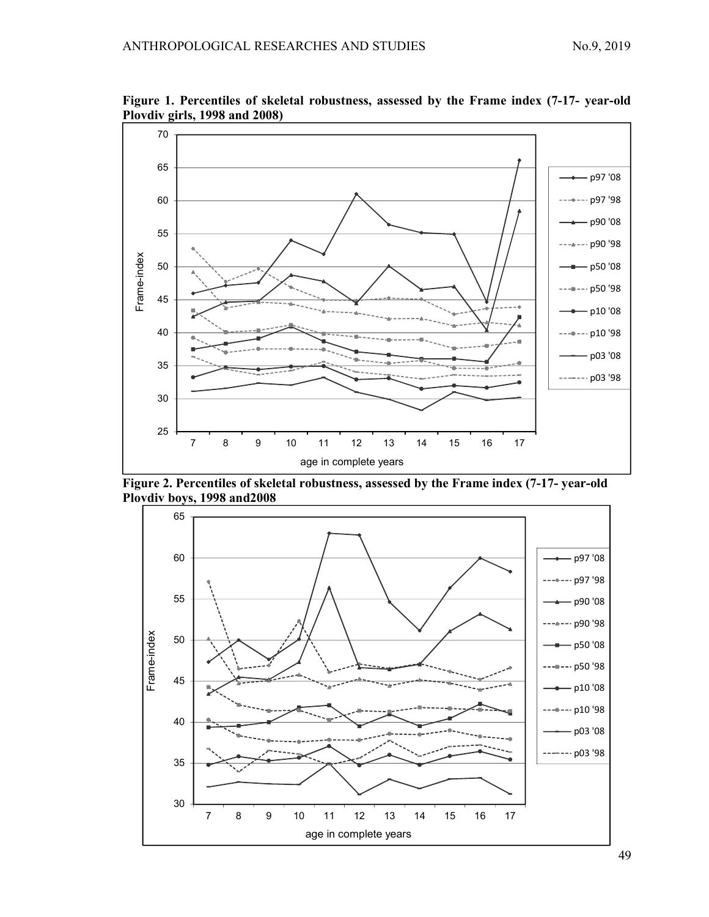**Figure 1. Percentiles of skeletal robustness, assessed by the Frame index (7-17- year-old Plovdiv girls, 1998 and 2008)**

**Figure 2. Percentiles of skeletal robustness, assessed by the Frame index (7-17- year-old Plovdiv boys, 1998 and2008**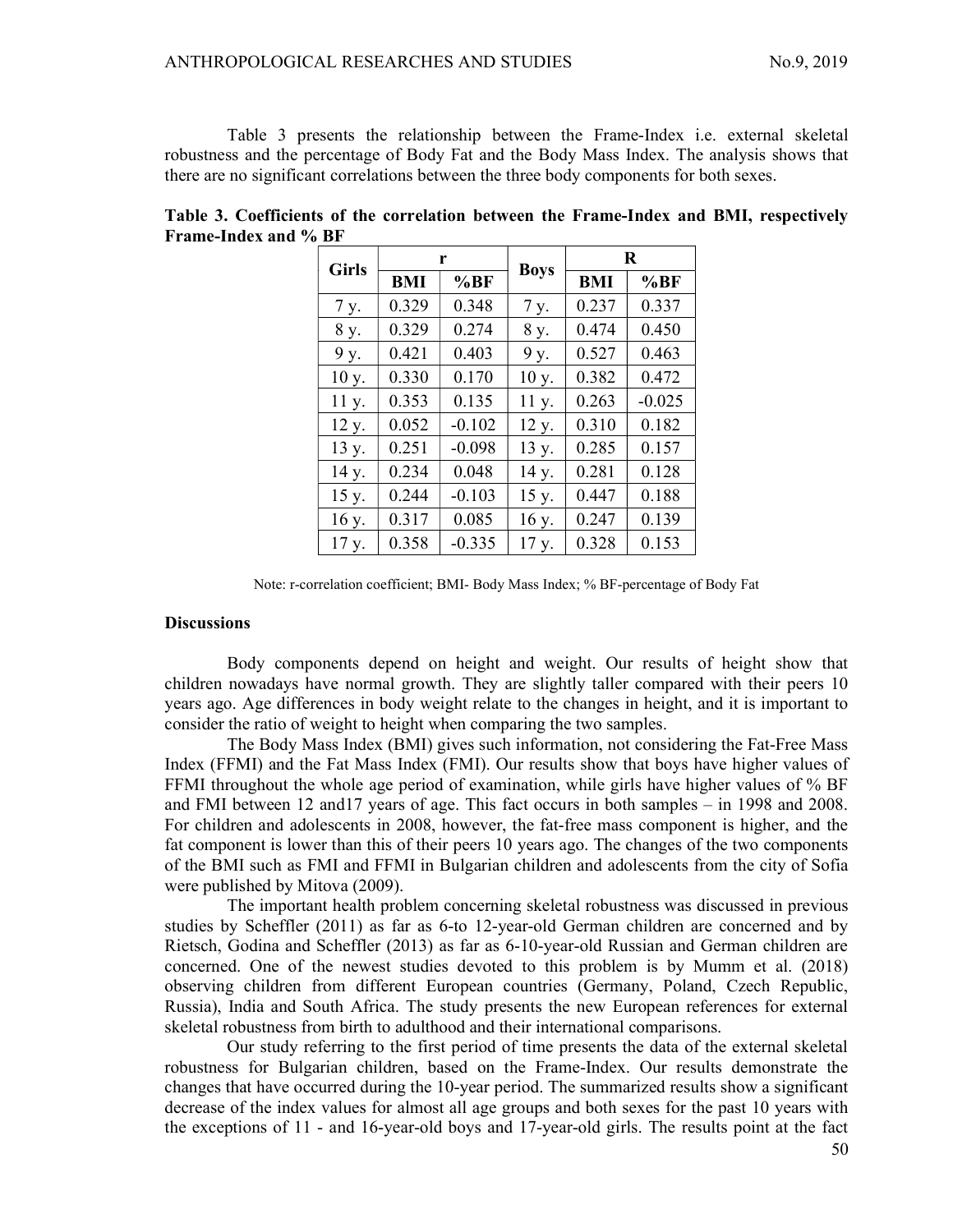Table 3 presents the relationship between the Frame-Index i.e. external skeletal robustness and the percentage of Body Fat and the Body Mass Index. The analysis shows that there are no significant correlations between the three body components for both sexes.

**Table 3. Coefficients of the correlation between the Frame-Index and BMI, respectively Frame-Index and % BF**

| Girls | r | | Boys | R | |
|---|---|---|---|---|---|
| | **BMI** | **%BF** | | **BMI** | **%BF** |
| 7 y. | 0.329 | 0.348 | 7 y. | 0.237 | 0.337 |
| 8 y. | 0.329 | 0.274 | 8 y. | 0.474 | 0.450 |
| 9 y. | 0.421 | 0.403 | 9 y. | 0.527 | 0.463 |
| 10 y. | 0.330 | 0.170 | 10 y. | 0.382 | 0.472 |
| 11 y. | 0.353 | 0.135 | 11 y. | 0.263 | -0.025 |
| 12 y. | 0.052 | -0.102 | 12 y. | 0.310 | 0.182 |
| 13 y. | 0.251 | -0.098 | 13 y. | 0.285 | 0.157 |
| 14 y. | 0.234 | 0.048 | 14 y. | 0.281 | 0.128 |
| 15 y. | 0.244 | -0.103 | 15 y. | 0.447 | 0.188 |
| 16 y. | 0.317 | 0.085 | 16 y. | 0.247 | 0.139 |
| 17 y. | 0.358 | -0.335 | 17 y. | 0.328 | 0.153 |

Note: r-correlation coefficient; BMI- Body Mass Index; % BF-percentage of Body Fat

## Discussions

Body components depend on height and weight. Our results of height show that children nowadays have normal growth. They are slightly taller compared with their peers 10 years ago. Age differences in body weight relate to the changes in height, and it is important to consider the ratio of weight to height when comparing the two samples.

The Body Mass Index (BMI) gives such information, not considering the Fat-Free Mass Index (FFMI) and the Fat Mass Index (FMI). Our results show that boys have higher values of FFMI throughout the whole age period of examination, while girls have higher values of % BF and FMI between 12 and17 years of age. This fact occurs in both samples – in 1998 and 2008. For children and adolescents in 2008, however, the fat-free mass component is higher, and the fat component is lower than this of their peers 10 years ago. The changes of the two components of the BMI such as FMI and FFMI in Bulgarian children and adolescents from the city of Sofia were published by Mitova (2009).

The important health problem concerning skeletal robustness was discussed in previous studies by Scheffler (2011) as far as 6-to 12-year-old German children are concerned and by Rietsch, Godina and Scheffler (2013) as far as 6-10-year-old Russian and German children are concerned. One of the newest studies devoted to this problem is by Mumm et al. (2018) observing children from different European countries (Germany, Poland, Czech Republic, Russia), India and South Africa. The study presents the new European references for external skeletal robustness from birth to adulthood and their international comparisons.

Our study referring to the first period of time presents the data of the external skeletal robustness for Bulgarian children, based on the Frame-Index. Our results demonstrate the changes that have occurred during the 10-year period. The summarized results show a significant decrease of the index values for almost all age groups and both sexes for the past 10 years with the exceptions of 11 - and 16-year-old boys and 17-year-old girls. The results point at the fact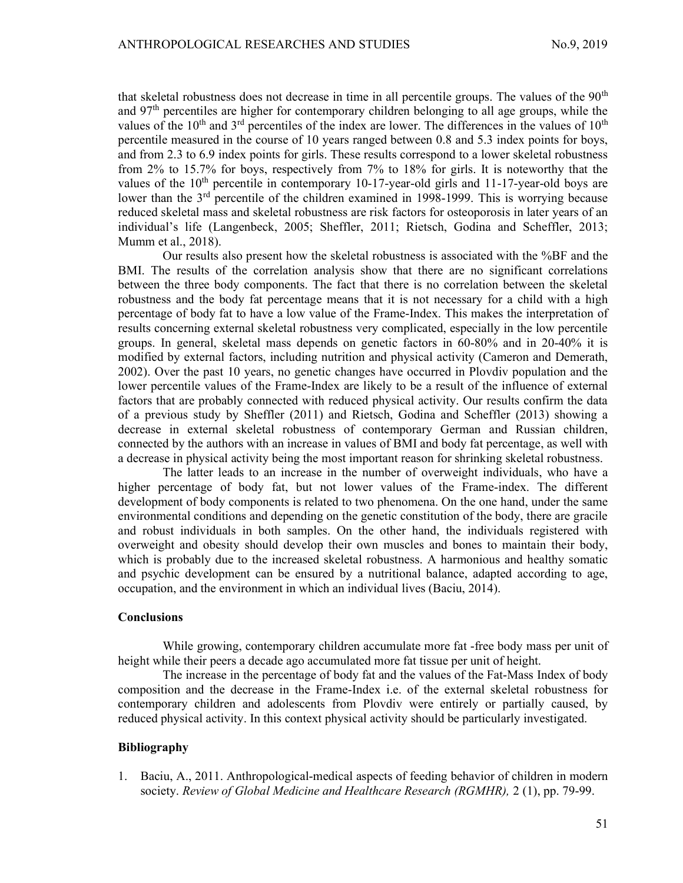that skeletal robustness does not decrease in time in all percentile groups. The values of the 90th and 97th percentiles are higher for contemporary children belonging to all age groups, while the values of the 10th and 3rd percentiles of the index are lower. The differences in the values of 10th percentile measured in the course of 10 years ranged between 0.8 and 5.3 index points for boys, and from 2.3 to 6.9 index points for girls. These results correspond to a lower skeletal robustness from 2% to 15.7% for boys, respectively from 7% to 18% for girls. It is noteworthy that the values of the 10th percentile in contemporary 10-17-year-old girls and 11-17-year-old boys are lower than the 3rd percentile of the children examined in 1998-1999. This is worrying because reduced skeletal mass and skeletal robustness are risk factors for osteoporosis in later years of an individual's life (Langenbeck, 2005; Sheffler, 2011; Rietsch, Godina and Scheffler, 2013; Mumm et al., 2018).

Our results also present how the skeletal robustness is associated with the %BF and the BMI. The results of the correlation analysis show that there are no significant correlations between the three body components. The fact that there is no correlation between the skeletal robustness and the body fat percentage means that it is not necessary for a child with a high percentage of body fat to have a low value of the Frame-Index. This makes the interpretation of results concerning external skeletal robustness very complicated, especially in the low percentile groups. In general, skeletal mass depends on genetic factors in 60-80% and in 20-40% it is modified by external factors, including nutrition and physical activity (Cameron and Demerath, 2002). Over the past 10 years, no genetic changes have occurred in Plovdiv population and the lower percentile values of the Frame-Index are likely to be a result of the influence of external factors that are probably connected with reduced physical activity. Our results confirm the data of a previous study by Sheffler (2011) and Rietsch, Godina and Scheffler (2013) showing a decrease in external skeletal robustness of contemporary German and Russian children, connected by the authors with an increase in values of BMI and body fat percentage, as well with a decrease in physical activity being the most important reason for shrinking skeletal robustness.

The latter leads to an increase in the number of overweight individuals, who have a higher percentage of body fat, but not lower values of the Frame-index. The different development of body components is related to two phenomena. On the one hand, under the same environmental conditions and depending on the genetic constitution of the body, there are gracile and robust individuals in both samples. On the other hand, the individuals registered with overweight and obesity should develop their own muscles and bones to maintain their body, which is probably due to the increased skeletal robustness. A harmonious and healthy somatic and psychic development can be ensured by a nutritional balance, adapted according to age, occupation, and the environment in which an individual lives (Baciu, 2014).

## Conclusions

While growing, contemporary children accumulate more fat -free body mass per unit of height while their peers a decade ago accumulated more fat tissue per unit of height.

The increase in the percentage of body fat and the values of the Fat-Mass Index of body composition and the decrease in the Frame-Index i.e. of the external skeletal robustness for contemporary children and adolescents from Plovdiv were entirely or partially caused, by reduced physical activity. In this context physical activity should be particularly investigated.

## Bibliography

1. Baciu, A., 2011. Anthropological-medical aspects of feeding behavior of children in modern society. *Review of Global Medicine and Healthcare Research (RGMHR),* 2 (1), pp. 79-99.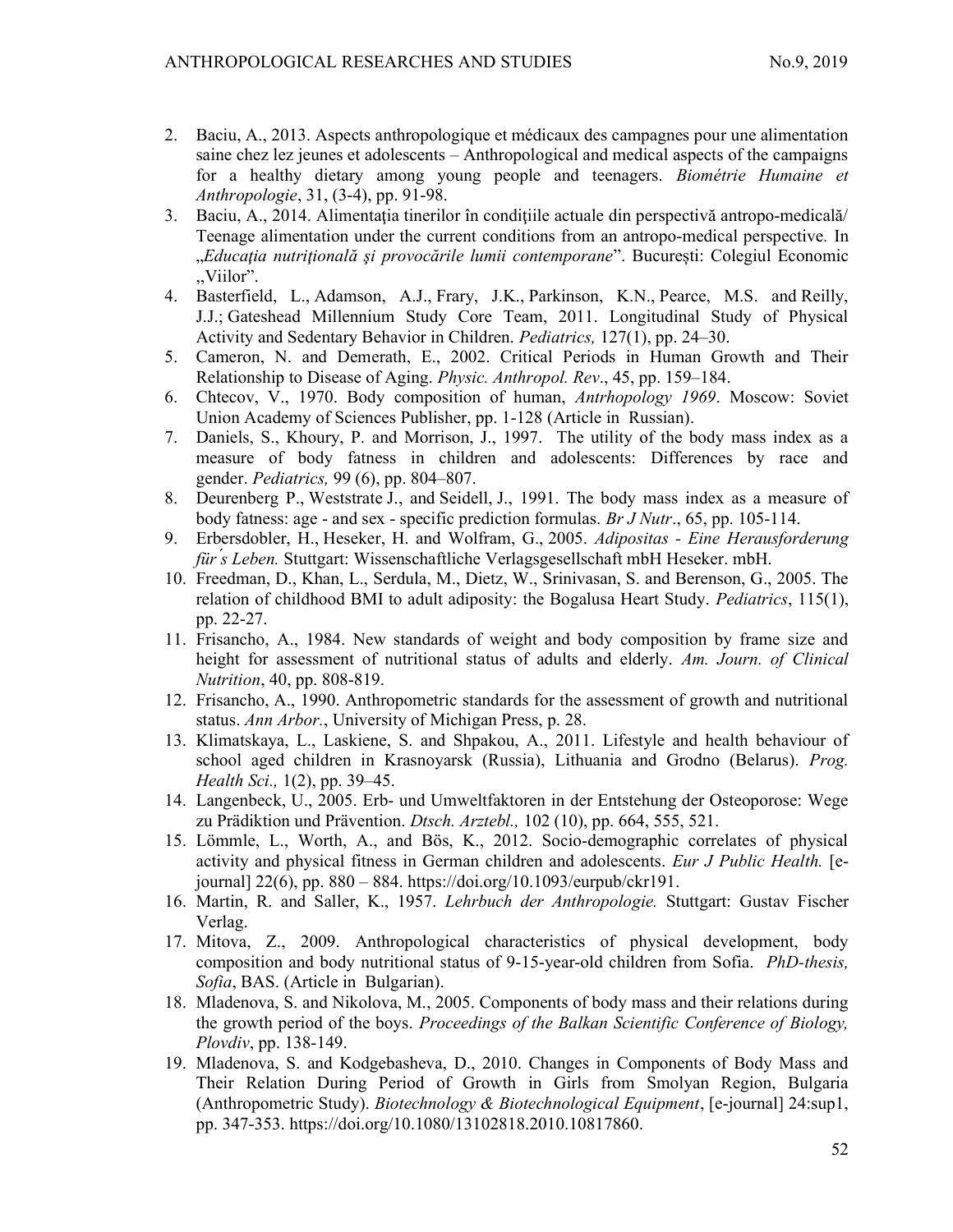2. Baciu, A., 2013. Aspects anthropologique et médicaux des campagnes pour une alimentation saine chez lez jeunes et adolescents – Anthropological and medical aspects of the campaigns for a healthy dietary among young people and teenagers. *Biométrie Humaine et Anthropologie*, 31, (3-4), pp. 91-98.
3. Baciu, A., 2014. Alimentaţia tinerilor în condiţiile actuale din perspectivă antropo-medicală/ Teenage alimentation under the current conditions from an antropo-medical perspective. In „*Educaţia nutriţională şi provocările lumii contemporane*". Bucureşti: Colegiul Economic „Viilor".
4. Basterfield, L., Adamson, A.J., Frary, J.K., Parkinson, K.N., Pearce, M.S. and Reilly, J.J.; Gateshead Millennium Study Core Team, 2011. Longitudinal Study of Physical Activity and Sedentary Behavior in Children. *Pediatrics,* 127(1), pp. 24–30.
5. Cameron, N. and Demerath, E., 2002. Critical Periods in Human Growth and Their Relationship to Disease of Aging. *Physic. Anthropol. Rev*., 45, pp. 159–184.
6. Chtecov, V., 1970. Body composition of human, *Antrhopology 1969*. Moscow: Soviet Union Academy of Sciences Publisher, pp. 1-128 (Article in Russian).
7. Daniels, S., Khoury, P. and Morrison, J., 1997. The utility of the body mass index as a measure of body fatness in children and adolescents: Differences by race and gender. *Pediatrics,* 99 (6), pp. 804–807.
8. Deurenberg P., Weststrate J., and Seidell, J., 1991. The body mass index as a measure of body fatness: age - and sex - specific prediction formulas. *Br J Nutr*., 65, pp. 105-114.
9. Erbersdobler, H., Heseker, H. and Wolfram, G., 2005. *Adipositas - Eine Herausforderung für΄s Leben.* Stuttgart: Wissenschaftliche Verlagsgesellschaft mbH Heseker. mbH.
10. Freedman, D., Khan, L., Serdula, M., Dietz, W., Srinivasan, S. and Berenson, G., 2005. The relation of childhood BMI to adult adiposity: the Bogalusa Heart Study. *Pediatrics*, 115(1), pp. 22-27.
11. Frisancho, A., 1984. New standards of weight and body composition by frame size and height for assessment of nutritional status of adults and elderly. *Am. Journ. of Clinical Nutrition*, 40, pp. 808-819.
12. Frisancho, A., 1990. Anthropometric standards for the assessment of growth and nutritional status. *Ann Arbor.*, University of Michigan Press, p. 28.
13. Klimatskaya, L., Laskiene, S. and Shpakou, A., 2011. Lifestyle and health behaviour of school aged children in Krasnoyarsk (Russia), Lithuania and Grodno (Belarus). *Prog. Health Sci.,* 1(2), pp. 39–45.
14. Langenbeck, U., 2005. Erb- und Umweltfaktoren in der Entstehung der Osteoporose: Wege zu Prädiktion und Prävention. *Dtsch. Arztebl.,* 102 (10), pp. 664, 555, 521.
15. Lömmle, L., Worth, A., and Bös, K., 2012. Socio-demographic correlates of physical activity and physical fitness in German children and adolescents. *Eur J Public Health.* [e-journal] 22(6), pp. 880 – 884. https://doi.org/10.1093/eurpub/ckr191.
16. Martin, R. and Saller, K., 1957. *Lehrbuch der Anthropologie.* Stuttgart: Gustav Fischer Verlag.
17. Mitova, Z., 2009. Anthropological characteristics of physical development, body composition and body nutritional status of 9-15-year-old children from Sofia. *PhD-thesis, Sofia*, BAS. (Article in Bulgarian).
18. Mladenova, S. and Nikolova, M., 2005. Components of body mass and their relations during the growth period of the boys. *Proceedings of the Balkan Scientific Conference of Biology, Plovdiv*, pp. 138-149.
19. Mladenova, S. and Kodgebasheva, D., 2010. Changes in Components of Body Mass and Their Relation During Period of Growth in Girls from Smolyan Region, Bulgaria (Anthropometric Study). *Biotechnology & Biotechnological Equipment*, [e-journal] 24:sup1, pp. 347-353. https://doi.org/10.1080/13102818.2010.10817860.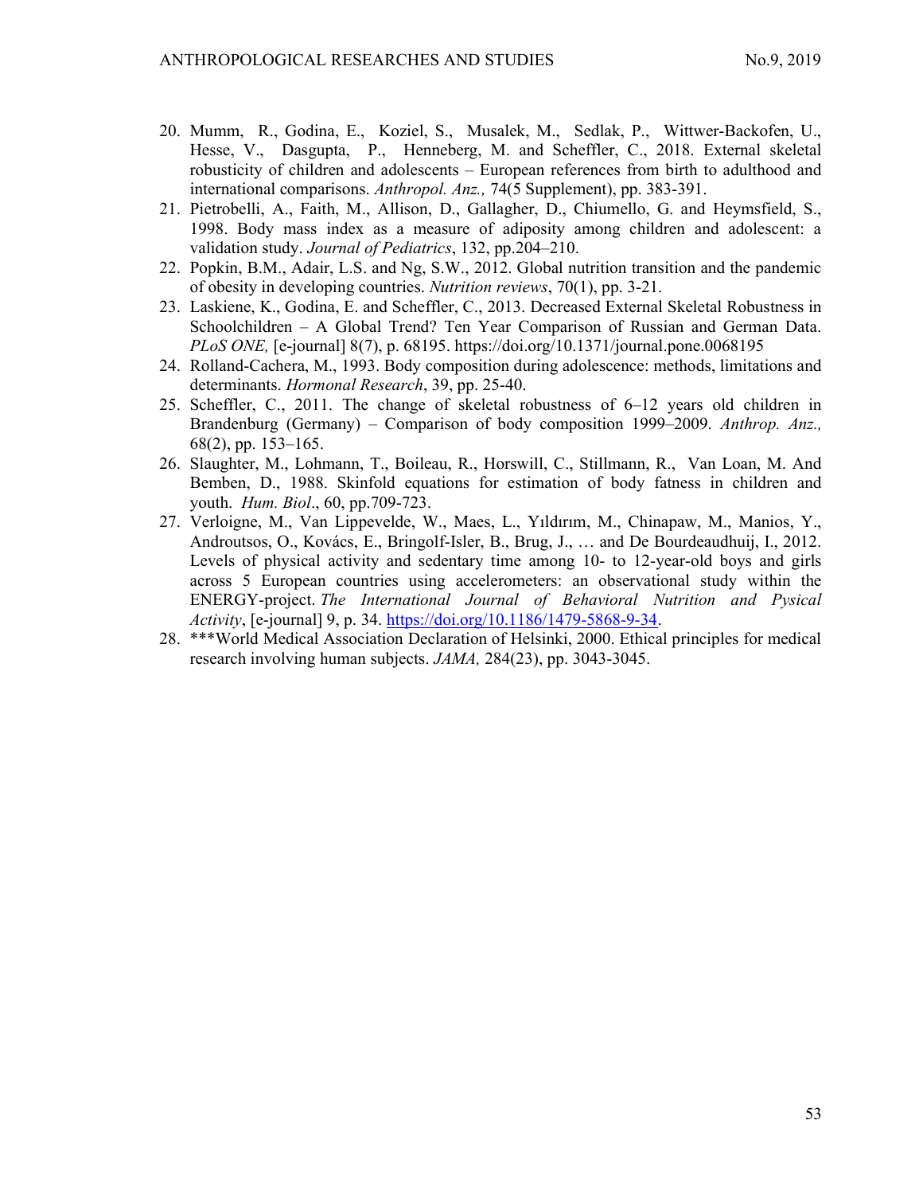20. Mumm, R., Godina, E., Koziel, S., Musalek, M., Sedlak, P., Wittwer-Backofen, U., Hesse, V., Dasgupta, P., Henneberg, M. and Scheffler, C., 2018. External skeletal robusticity of children and adolescents – European references from birth to adulthood and international comparisons. *Anthropol. Anz.,* 74(5 Supplement), pp. 383-391.
21. Pietrobelli, A., Faith, M., Allison, D., Gallagher, D., Chiumello, G. and Heymsfield, S., 1998. Body mass index as a measure of adiposity among children and adolescent: a validation study. *Journal of Pediatrics*, 132, pp.204–210.
22. Popkin, B.M., Adair, L.S. and Ng, S.W., 2012. Global nutrition transition and the pandemic of obesity in developing countries. *Nutrition reviews*, 70(1), pp. 3-21.
23. Laskiene, K., Godina, E. and Scheffler, C., 2013. Decreased External Skeletal Robustness in Schoolchildren – A Global Trend? Ten Year Comparison of Russian and German Data. *PLoS ONE,* [e-journal] 8(7), p. 68195. https://doi.org/10.1371/journal.pone.0068195
24. Rolland-Cachera, M., 1993. Body composition during adolescence: methods, limitations and determinants. *Hormonal Research*, 39, pp. 25-40.
25. Scheffler, C., 2011. The change of skeletal robustness of 6–12 years old children in Brandenburg (Germany) – Comparison of body composition 1999–2009. *Anthrop. Anz.,* 68(2), pp. 153–165.
26. Slaughter, M., Lohmann, T., Boileau, R., Horswill, C., Stillmann, R., Van Loan, M. And Bemben, D., 1988. Skinfold equations for estimation of body fatness in children and youth. *Hum. Biol*., 60, pp.709-723.
27. Verloigne, M., Van Lippevelde, W., Maes, L., Yıldırım, M., Chinapaw, M., Manios, Y., Androutsos, O., Kovács, E., Bringolf-Isler, B., Brug, J., … and De Bourdeaudhuij, I., 2012. Levels of physical activity and sedentary time among 10- to 12-year-old boys and girls across 5 European countries using accelerometers: an observational study within the ENERGY-project. *The International Journal of Behavioral Nutrition and Pysical Activity*, [e-journal] 9, p. 34. https://doi.org/10.1186/1479-5868-9-34.
28. ***World Medical Association Declaration of Helsinki, 2000. Ethical principles for medical research involving human subjects. *JAMA,* 284(23), pp. 3043-3045.